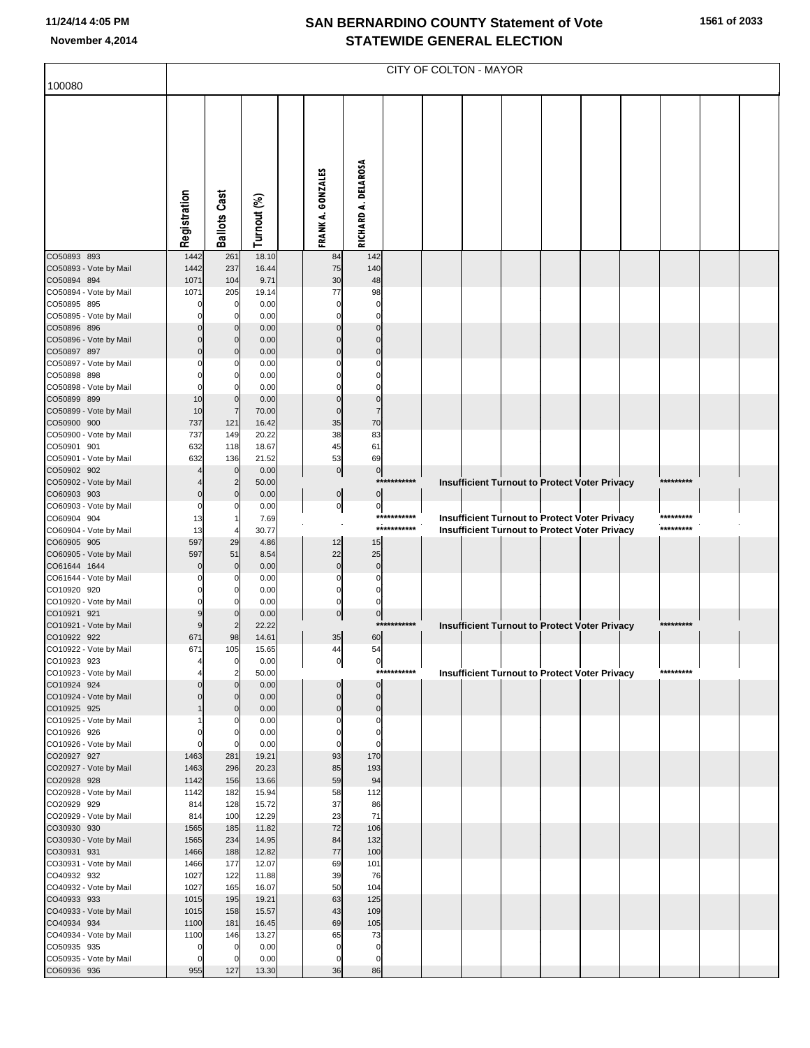# SAN BERNARDINO COUNTY Statement of Vote
## STATEWIDE GENERAL ELECTION

November 4,2014

100080

CITY OF COLTON - MAYOR

| | Registration | Ballots Cast | Turnout (%) | | FRANK A. GONZALES | RICHARD A. DELAROSA | | | | | | | | | | |
|---|---|---|---|---|---|---|---|---|---|---|---|---|---|---|---|---|
| CO50893 893 | 1442 | 261 | 18.10 | | 84 | 142 | | | | | | | | | | |
| CO50893 - Vote by Mail | 1442 | 237 | 16.44 | | 75 | 140 | | | | | | | | | | |
| CO50894 894 | 1071 | 104 | 9.71 | | 30 | 48 | | | | | | | | | | |
| CO50894 - Vote by Mail | 1071 | 205 | 19.14 | | 77 | 98 | | | | | | | | | | |
| CO50895 895 | 0 | 0 | 0.00 | | 0 | 0 | | | | | | | | | | |
| CO50895 - Vote by Mail | 0 | 0 | 0.00 | | 0 | 0 | | | | | | | | | | |
| CO50896 896 | 0 | 0 | 0.00 | | 0 | 0 | | | | | | | | | | |
| CO50896 - Vote by Mail | 0 | 0 | 0.00 | | 0 | 0 | | | | | | | | | | |
| CO50897 897 | 0 | 0 | 0.00 | | 0 | 0 | | | | | | | | | | |
| CO50897 - Vote by Mail | 0 | 0 | 0.00 | | 0 | 0 | | | | | | | | | | |
| CO50898 898 | 0 | 0 | 0.00 | | 0 | 0 | | | | | | | | | | |
| CO50898 - Vote by Mail | 0 | 0 | 0.00 | | 0 | 0 | | | | | | | | | | |
| CO50899 899 | 10 | 0 | 0.00 | | 0 | 0 | | | | | | | | | | |
| CO50899 - Vote by Mail | 10 | 7 | 70.00 | | 0 | 7 | | | | | | | | | | |
| CO50900 900 | 737 | 121 | 16.42 | | 35 | 70 | | | | | | | | | | |
| CO50900 - Vote by Mail | 737 | 149 | 20.22 | | 38 | 83 | | | | | | | | | | |
| CO50901 901 | 632 | 118 | 18.67 | | 45 | 61 | | | | | | | | | | |
| CO50901 - Vote by Mail | 632 | 136 | 21.52 | | 53 | 69 | | | | | | | | | | |
| CO50902 902 | 4 | 0 | 0.00 | | 0 | 0 | | | | | | | | | | |
| CO50902 - Vote by Mail | 4 | 2 | 50.00 | | | | *********** | Insufficient Turnout to Protect Voter Privacy | | | | | | ********* | | |
| CO60903 903 | 0 | 0 | 0.00 | | 0 | 0 | | | | | | | | | | |
| CO60903 - Vote by Mail | 0 | 0 | 0.00 | | 0 | 0 | | | | | | | | | | |
| CO60904 904 | 13 | 1 | 7.69 | | | | *********** | Insufficient Turnout to Protect Voter Privacy | | | | | | ********* | | |
| CO60904 - Vote by Mail | 13 | 4 | 30.77 | | | | *********** | Insufficient Turnout to Protect Voter Privacy | | | | | | ********* | | |
| CO60905 905 | 597 | 29 | 4.86 | | 12 | 15 | | | | | | | | | | |
| CO60905 - Vote by Mail | 597 | 51 | 8.54 | | 22 | 25 | | | | | | | | | | |
| CO61644 1644 | 0 | 0 | 0.00 | | 0 | 0 | | | | | | | | | | |
| CO61644 - Vote by Mail | 0 | 0 | 0.00 | | 0 | 0 | | | | | | | | | | |
| CO10920 920 | 0 | 0 | 0.00 | | 0 | 0 | | | | | | | | | | |
| CO10920 - Vote by Mail | 0 | 0 | 0.00 | | 0 | 0 | | | | | | | | | | |
| CO10921 921 | 9 | 0 | 0.00 | | 0 | 0 | | | | | | | | | | |
| CO10921 - Vote by Mail | 9 | 2 | 22.22 | | | | *********** | Insufficient Turnout to Protect Voter Privacy | | | | | | ********* | | |
| CO10922 922 | 671 | 98 | 14.61 | | 35 | 60 | | | | | | | | | | |
| CO10922 - Vote by Mail | 671 | 105 | 15.65 | | 44 | 54 | | | | | | | | | | |
| CO10923 923 | 4 | 0 | 0.00 | | 0 | 0 | | | | | | | | | | |
| CO10923 - Vote by Mail | 4 | 2 | 50.00 | | | | *********** | Insufficient Turnout to Protect Voter Privacy | | | | | | ********* | | |
| CO10924 924 | 0 | 0 | 0.00 | | 0 | 0 | | | | | | | | | | |
| CO10924 - Vote by Mail | 0 | 0 | 0.00 | | 0 | 0 | | | | | | | | | | |
| CO10925 925 | 1 | 0 | 0.00 | | 0 | 0 | | | | | | | | | | |
| CO10925 - Vote by Mail | 1 | 0 | 0.00 | | 0 | 0 | | | | | | | | | | |
| CO10926 926 | 0 | 0 | 0.00 | | 0 | 0 | | | | | | | | | | |
| CO10926 - Vote by Mail | 0 | 0 | 0.00 | | 0 | 0 | | | | | | | | | | |
| CO20927 927 | 1463 | 281 | 19.21 | | 93 | 170 | | | | | | | | | | |
| CO20927 - Vote by Mail | 1463 | 296 | 20.23 | | 85 | 193 | | | | | | | | | | |
| CO20928 928 | 1142 | 156 | 13.66 | | 59 | 94 | | | | | | | | | | |
| CO20928 - Vote by Mail | 1142 | 182 | 15.94 | | 58 | 112 | | | | | | | | | | |
| CO20929 929 | 814 | 128 | 15.72 | | 37 | 86 | | | | | | | | | | |
| CO20929 - Vote by Mail | 814 | 100 | 12.29 | | 23 | 71 | | | | | | | | | | |
| CO30930 930 | 1565 | 185 | 11.82 | | 72 | 106 | | | | | | | | | | |
| CO30930 - Vote by Mail | 1565 | 234 | 14.95 | | 84 | 132 | | | | | | | | | | |
| CO30931 931 | 1466 | 188 | 12.82 | | 77 | 100 | | | | | | | | | | |
| CO30931 - Vote by Mail | 1466 | 177 | 12.07 | | 69 | 101 | | | | | | | | | | |
| CO40932 932 | 1027 | 122 | 11.88 | | 39 | 76 | | | | | | | | | | |
| CO40932 - Vote by Mail | 1027 | 165 | 16.07 | | 50 | 104 | | | | | | | | | | |
| CO40933 933 | 1015 | 195 | 19.21 | | 63 | 125 | | | | | | | | | | |
| CO40933 - Vote by Mail | 1015 | 158 | 15.57 | | 43 | 109 | | | | | | | | | | |
| CO40934 934 | 1100 | 181 | 16.45 | | 69 | 105 | | | | | | | | | | |
| CO40934 - Vote by Mail | 1100 | 146 | 13.27 | | 65 | 73 | | | | | | | | | | |
| CO50935 935 | 0 | 0 | 0.00 | | 0 | 0 | | | | | | | | | | |
| CO50935 - Vote by Mail | 0 | 0 | 0.00 | | 0 | 0 | | | | | | | | | | |
| CO60936 936 | 955 | 127 | 13.30 | | 36 | 86 | | | | | | | | | | |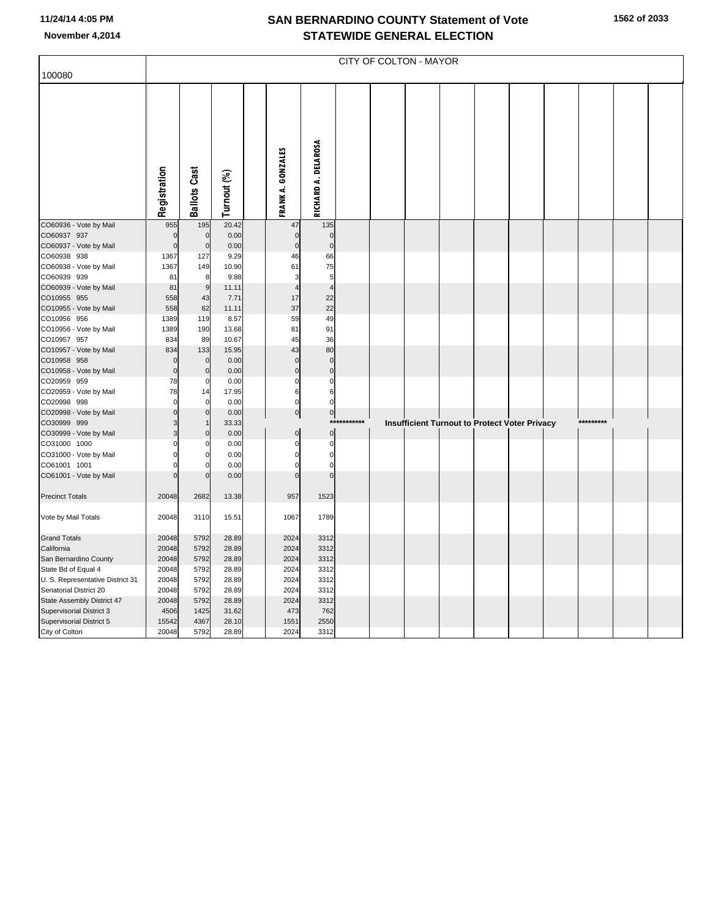# SAN BERNARDINO COUNTY Statement of Vote
## STATEWIDE GENERAL ELECTION

November 4,2014

100080

CITY OF COLTON - MAYOR

| | Registration | Ballots Cast | Turnout (%) | | FRANK A. GONZALES | RICHARD A. DELAROSA | | | | | | | | | | |
|---|---|---|---|---|---|---|---|---|---|---|---|---|---|---|---|---|
| CO60936 - Vote by Mail | 955 | 195 | 20.42 | | 47 | 135 | | | | | | | | | | |
| CO60937 937 | 0 | 0 | 0.00 | | 0 | 0 | | | | | | | | | | |
| CO60937 - Vote by Mail | 0 | 0 | 0.00 | | 0 | 0 | | | | | | | | | | |
| CO60938 938 | 1367 | 127 | 9.29 | | 46 | 66 | | | | | | | | | | |
| CO60938 - Vote by Mail | 1367 | 149 | 10.90 | | 61 | 75 | | | | | | | | | | |
| CO60939 939 | 81 | 8 | 9.88 | | 3 | 5 | | | | | | | | | | |
| CO60939 - Vote by Mail | 81 | 9 | 11.11 | | 4 | 4 | | | | | | | | | | |
| CO10955 955 | 558 | 43 | 7.71 | | 17 | 22 | | | | | | | | | | |
| CO10955 - Vote by Mail | 558 | 62 | 11.11 | | 37 | 22 | | | | | | | | | | |
| CO10956 956 | 1389 | 119 | 8.57 | | 59 | 49 | | | | | | | | | | |
| CO10956 - Vote by Mail | 1389 | 190 | 13.68 | | 81 | 91 | | | | | | | | | | |
| CO10957 957 | 834 | 89 | 10.67 | | 45 | 36 | | | | | | | | | | |
| CO10957 - Vote by Mail | 834 | 133 | 15.95 | | 43 | 80 | | | | | | | | | | |
| CO10958 958 | 0 | 0 | 0.00 | | 0 | 0 | | | | | | | | | | |
| CO10958 - Vote by Mail | 0 | 0 | 0.00 | | 0 | 0 | | | | | | | | | | |
| CO20959 959 | 78 | 0 | 0.00 | | 0 | 0 | | | | | | | | | | |
| CO20959 - Vote by Mail | 78 | 14 | 17.95 | | 6 | 6 | | | | | | | | | | |
| CO20998 998 | 0 | 0 | 0.00 | | 0 | 0 | | | | | | | | | | |
| CO20998 - Vote by Mail | 0 | 0 | 0.00 | | 0 | 0 | | | | | | | | | | |
| CO30999 999 | 3 | 1 | 33.33 | | | | *********** | | Insufficient Turnout to Protect Voter Privacy | | | | | ********* | | |
| CO30999 - Vote by Mail | 3 | 0 | 0.00 | | 0 | 0 | | | | | | | | | | |
| CO31000 1000 | 0 | 0 | 0.00 | | 0 | 0 | | | | | | | | | | |
| CO31000 - Vote by Mail | 0 | 0 | 0.00 | | 0 | 0 | | | | | | | | | | |
| CO61001 1001 | 0 | 0 | 0.00 | | 0 | 0 | | | | | | | | | | |
| CO61001 - Vote by Mail | 0 | 0 | 0.00 | | 0 | 0 | | | | | | | | | | |
| Precinct Totals | 20048 | 2682 | 13.38 | | 957 | 1523 | | | | | | | | | | |
| Vote by Mail Totals | 20048 | 3110 | 15.51 | | 1067 | 1789 | | | | | | | | | | |
| Grand Totals | 20048 | 5792 | 28.89 | | 2024 | 3312 | | | | | | | | | | |
| California | 20048 | 5792 | 28.89 | | 2024 | 3312 | | | | | | | | | | |
| San Bernardino County | 20048 | 5792 | 28.89 | | 2024 | 3312 | | | | | | | | | | |
| State Bd of Equal 4 | 20048 | 5792 | 28.89 | | 2024 | 3312 | | | | | | | | | | |
| U. S. Representative District 31 | 20048 | 5792 | 28.89 | | 2024 | 3312 | | | | | | | | | | |
| Senatorial District 20 | 20048 | 5792 | 28.89 | | 2024 | 3312 | | | | | | | | | | |
| State Assembly District 47 | 20048 | 5792 | 28.89 | | 2024 | 3312 | | | | | | | | | | |
| Supervisorial District 3 | 4506 | 1425 | 31.62 | | 473 | 762 | | | | | | | | | | |
| Supervisorial District 5 | 15542 | 4367 | 28.10 | | 1551 | 2550 | | | | | | | | | | |
| City of Colton | 20048 | 5792 | 28.89 | | 2024 | 3312 | | | | | | | | | | |